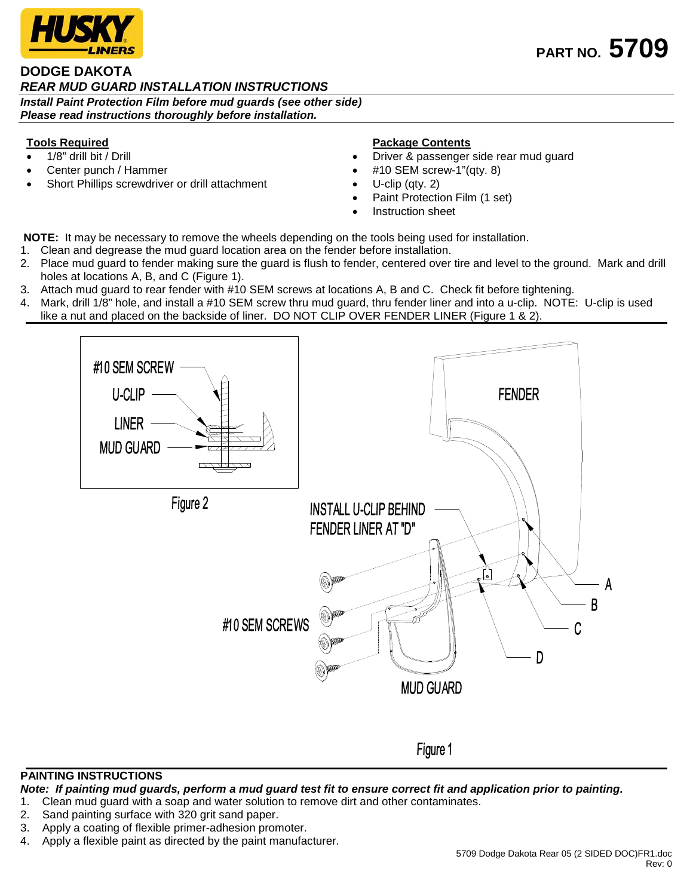HUSKY LINERS

PART NO. **5709**

# DODGE DAKOTA

## *REAR MUD GUARD INSTALLATION INSTRUCTIONS*

***Install Paint Protection Film before mud guards (see other side)***
***Please read instructions thoroughly before installation.***

**Tools Required**

- 1/8" drill bit / Drill
- Center punch / Hammer
- Short Phillips screwdriver or drill attachment

**Package Contents**

- Driver & passenger side rear mud guard
- #10 SEM screw-1"(qty. 8)
- U-clip (qty. 2)
- Paint Protection Film (1 set)
- Instruction sheet

**NOTE:** It may be necessary to remove the wheels depending on the tools being used for installation.

1. Clean and degrease the mud guard location area on the fender before installation.
2. Place mud guard to fender making sure the guard is flush to fender, centered over tire and level to the ground. Mark and drill holes at locations A, B, and C (Figure 1).
3. Attach mud guard to rear fender with #10 SEM screws at locations A, B and C. Check fit before tightening.
4. Mark, drill 1/8" hole, and install a #10 SEM screw thru mud guard, thru fender liner and into a u-clip. NOTE: U-clip is used like a nut and placed on the backside of liner. DO NOT CLIP OVER FENDER LINER (Figure 1 & 2).

#10 SEM SCREW
U-CLIP
LINER
MUD GUARD

Figure 2

FENDER
INSTALL U-CLIP BEHIND FENDER LINER AT "D"
#10 SEM SCREWS
A
B
C
D
MUD GUARD

Figure 1

**PAINTING INSTRUCTIONS**

***Note: If painting mud guards, perform a mud guard test fit to ensure correct fit and application prior to painting.***

1. Clean mud guard with a soap and water solution to remove dirt and other contaminates.
2. Sand painting surface with 320 grit sand paper.
3. Apply a coating of flexible primer-adhesion promoter.
4. Apply a flexible paint as directed by the paint manufacturer.

5709 Dodge Dakota Rear 05 (2 SIDED DOC)FR1.doc
Rev: 0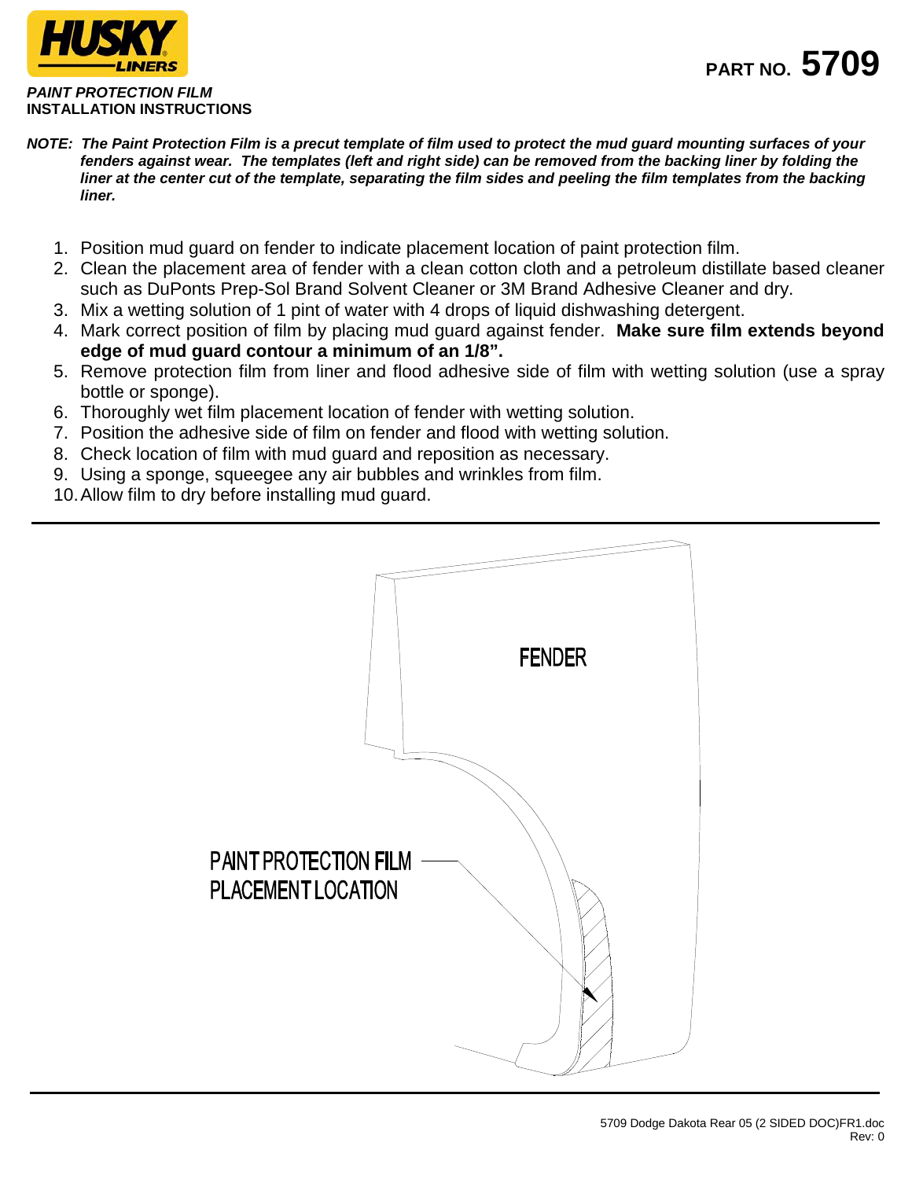**PART NO. 5709**

***PAINT PROTECTION FILM***
**INSTALLATION INSTRUCTIONS**

***NOTE: The Paint Protection Film is a precut template of film used to protect the mud guard mounting surfaces of your fenders against wear. The templates (left and right side) can be removed from the backing liner by folding the liner at the center cut of the template, separating the film sides and peeling the film templates from the backing liner.***

1. Position mud guard on fender to indicate placement location of paint protection film.
2. Clean the placement area of fender with a clean cotton cloth and a petroleum distillate based cleaner such as DuPonts Prep-Sol Brand Solvent Cleaner or 3M Brand Adhesive Cleaner and dry.
3. Mix a wetting solution of 1 pint of water with 4 drops of liquid dishwashing detergent.
4. Mark correct position of film by placing mud guard against fender. **Make sure film extends beyond edge of mud guard contour a minimum of an 1/8".**
5. Remove protection film from liner and flood adhesive side of film with wetting solution (use a spray bottle or sponge).
6. Thoroughly wet film placement location of fender with wetting solution.
7. Position the adhesive side of film on fender and flood with wetting solution.
8. Check location of film with mud guard and reposition as necessary.
9. Using a sponge, squeegee any air bubbles and wrinkles from film.
10. Allow film to dry before installing mud guard.

FENDER

PAINT PROTECTION FILM
PLACEMENT LOCATION

5709 Dodge Dakota Rear 05 (2 SIDED DOC)FR1.doc
Rev: 0